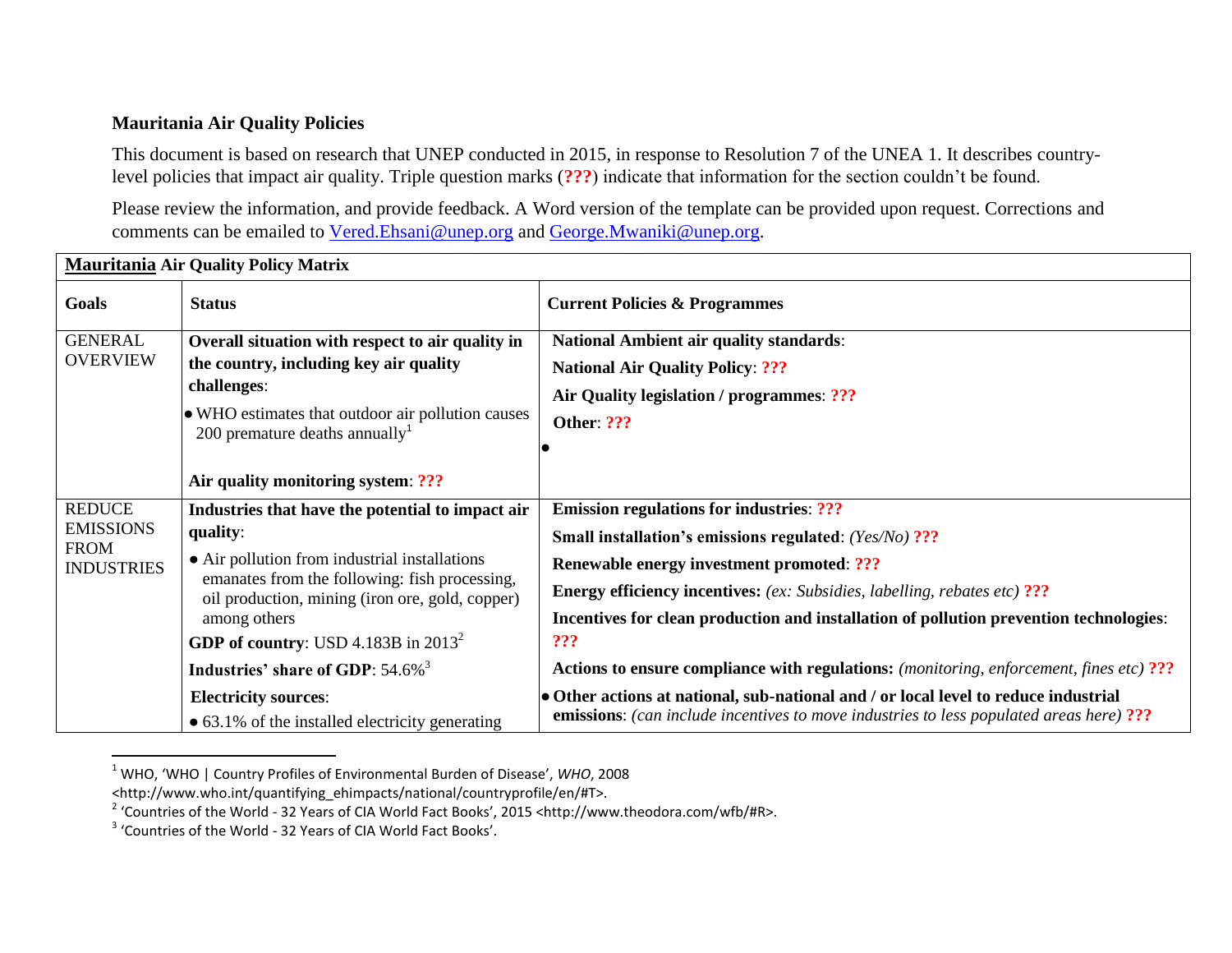**Mauritania Air Quality Policies**

This document is based on research that UNEP conducted in 2015, in response to Resolution 7 of the UNEA 1. It describes country-level policies that impact air quality. Triple question marks (**???**) indicate that information for the section couldn't be found.

Please review the information, and provide feedback. A Word version of the template can be provided upon request. Corrections and comments can be emailed to Vered.Ehsani@unep.org and George.Mwaniki@unep.org.

| **Mauritania Air Quality Policy Matrix** | | |
|---|---|---|
| **Goals** | **Status** | **Current Policies & Programmes** |
| GENERAL OVERVIEW | **Overall situation with respect to air quality in the country, including key air quality challenges**:<br>• WHO estimates that outdoor air pollution causes 200 premature deaths annually[1]<br><br>**Air quality monitoring system**: **???** | **National Ambient air quality standards**:<br>**National Air Quality Policy**: **???**<br>**Air Quality legislation / programmes**: **???**<br>**Other**: **???**<br>• |
| REDUCE EMISSIONS FROM INDUSTRIES | **Industries that have the potential to impact air quality**:<br>• Air pollution from industrial installations emanates from the following: fish processing, oil production, mining (iron ore, gold, copper) among others<br>**GDP of country**: USD 4.183B in 2013[2]<br>**Industries' share of GDP**: 54.6%[3]<br>**Electricity sources**:<br>• 63.1% of the installed electricity generating | **Emission regulations for industries**: **???**<br>**Small installation's emissions regulated**: *(Yes/No)* **???**<br>**Renewable energy investment promoted**: **???**<br>**Energy efficiency incentives:** *(ex: Subsidies, labelling, rebates etc)* **???**<br>**Incentives for clean production and installation of pollution prevention technologies**: **???**<br>**Actions to ensure compliance with regulations:** *(monitoring, enforcement, fines etc)* **???**<br>• **Other actions at national, sub-national and / or local level to reduce industrial emissions**: *(can include incentives to move industries to less populated areas here)* **???** |

[1] WHO, 'WHO | Country Profiles of Environmental Burden of Disease', *WHO*, 2008 <http://www.who.int/quantifying_ehimpacts/national/countryprofile/en/#T>.

[2] 'Countries of the World - 32 Years of CIA World Fact Books', 2015 <http://www.theodora.com/wfb/#R>.

[3] 'Countries of the World - 32 Years of CIA World Fact Books'.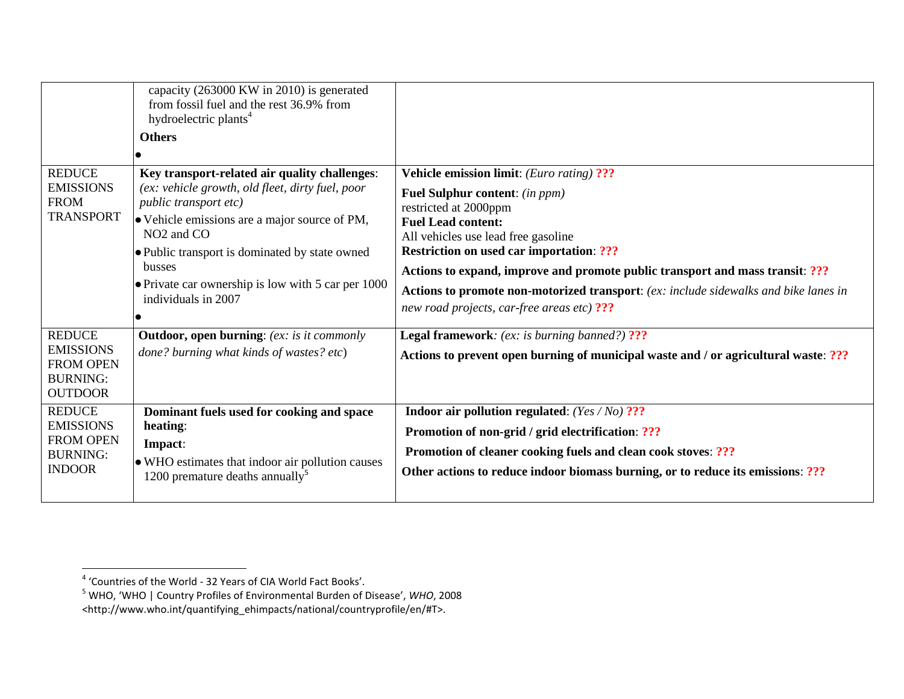| | | |
|---|---|---|
| | capacity (263000 KW in 2010) is generated from fossil fuel and the rest 36.9% from hydroelectric plants[4]<br>**Others**<br>• | |
| REDUCE EMISSIONS FROM TRANSPORT | **Key transport-related air quality challenges**: *(ex: vehicle growth, old fleet, dirty fuel, poor public transport etc)*<br>• Vehicle emissions are a major source of PM, NO2 and CO<br>• Public transport is dominated by state owned busses<br>• Private car ownership is low with 5 car per 1000 individuals in 2007<br>• | **Vehicle emission limit**: *(Euro rating)* **???**<br>**Fuel Sulphur content**: *(in ppm)*<br>restricted at 2000ppm<br>**Fuel Lead content:**<br>All vehicles use lead free gasoline<br>**Restriction on used car importation**: **???**<br>**Actions to expand, improve and promote public transport and mass transit**: **???**<br>**Actions to promote non-motorized transport**: *(ex: include sidewalks and bike lanes in new road projects, car-free areas etc)* **???** |
| REDUCE EMISSIONS FROM OPEN BURNING: OUTDOOR | **Outdoor, open burning**: *(ex: is it commonly done? burning what kinds of wastes? etc)* | **Legal framework**: *(ex: is burning banned?)* **???**<br>**Actions to prevent open burning of municipal waste and / or agricultural waste**: **???** |
| REDUCE EMISSIONS FROM OPEN BURNING: INDOOR | **Dominant fuels used for cooking and space heating**:<br>**Impact**:<br>• WHO estimates that indoor air pollution causes 1200 premature deaths annually[5] | **Indoor air pollution regulated**: *(Yes / No)* **???**<br>**Promotion of non-grid / grid electrification**: **???**<br>**Promotion of cleaner cooking fuels and clean cook stoves**: **???**<br>**Other actions to reduce indoor biomass burning, or to reduce its emissions**: **???** |

[4] 'Countries of the World - 32 Years of CIA World Fact Books'.

[5] WHO, 'WHO | Country Profiles of Environmental Burden of Disease', *WHO*, 2008 <http://www.who.int/quantifying_ehimpacts/national/countryprofile/en/#T>.